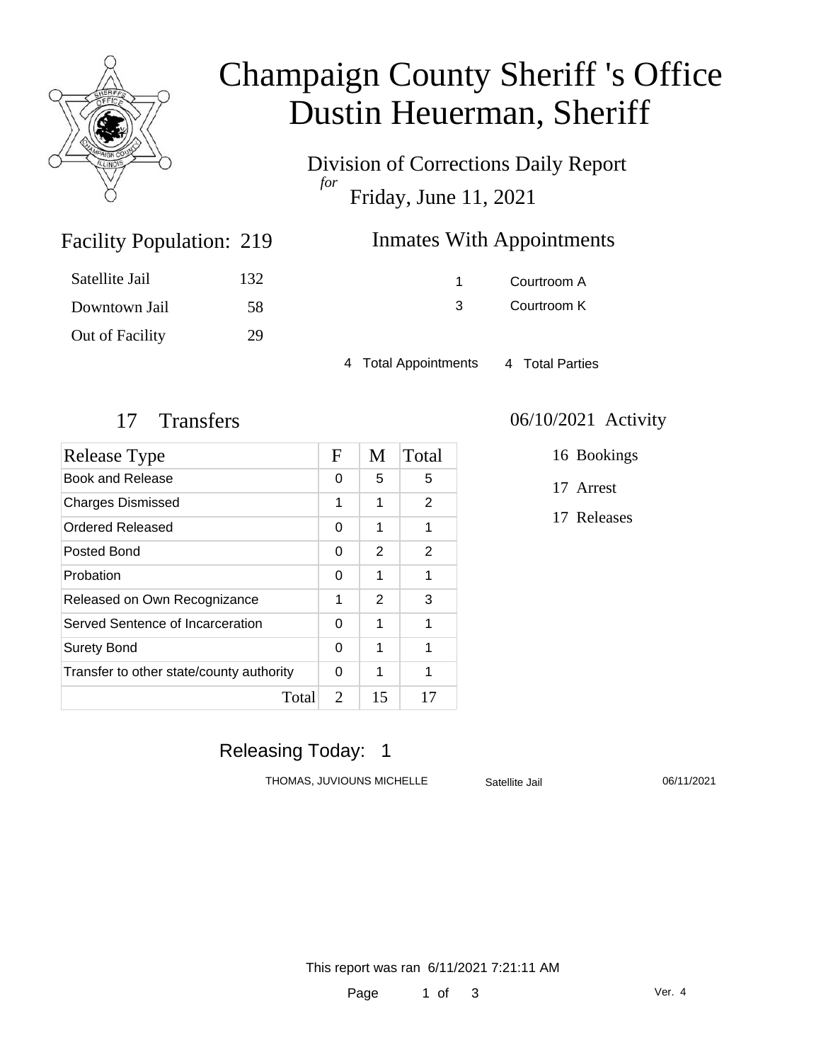# Champaign County Sheriff 's Office
# Dustin Heuerman, Sheriff

Division of Corrections Daily Report

*for*

Friday, June 11, 2021

## Facility Population: 219

| | |
|---|---|
| Satellite Jail | 132 |
| Downtown Jail | 58 |
| Out of Facility | 29 |

## Inmates With Appointments

| | |
|---|---|
| 1 | Courtroom A |
| 3 | Courtroom K |

4 Total Appointments    4 Total Parties

## 17 Transfers

| Release Type | F | M | Total |
|---|---|---|---|
| Book and Release | 0 | 5 | 5 |
| Charges Dismissed | 1 | 1 | 2 |
| Ordered Released | 0 | 1 | 1 |
| Posted Bond | 0 | 2 | 2 |
| Probation | 0 | 1 | 1 |
| Released on Own Recognizance | 1 | 2 | 3 |
| Served Sentence of Incarceration | 0 | 1 | 1 |
| Surety Bond | 0 | 1 | 1 |
| Transfer to other state/county authority | 0 | 1 | 1 |
| Total | 2 | 15 | 17 |

## 06/10/2021 Activity

16 Bookings

17 Arrest

17 Releases

## Releasing Today: 1

| | | |
|---|---|---|
| THOMAS, JUVIOUNS MICHELLE | Satellite Jail | 06/11/2021 |

This report was ran 6/11/2021 7:21:11 AM

Ver. 4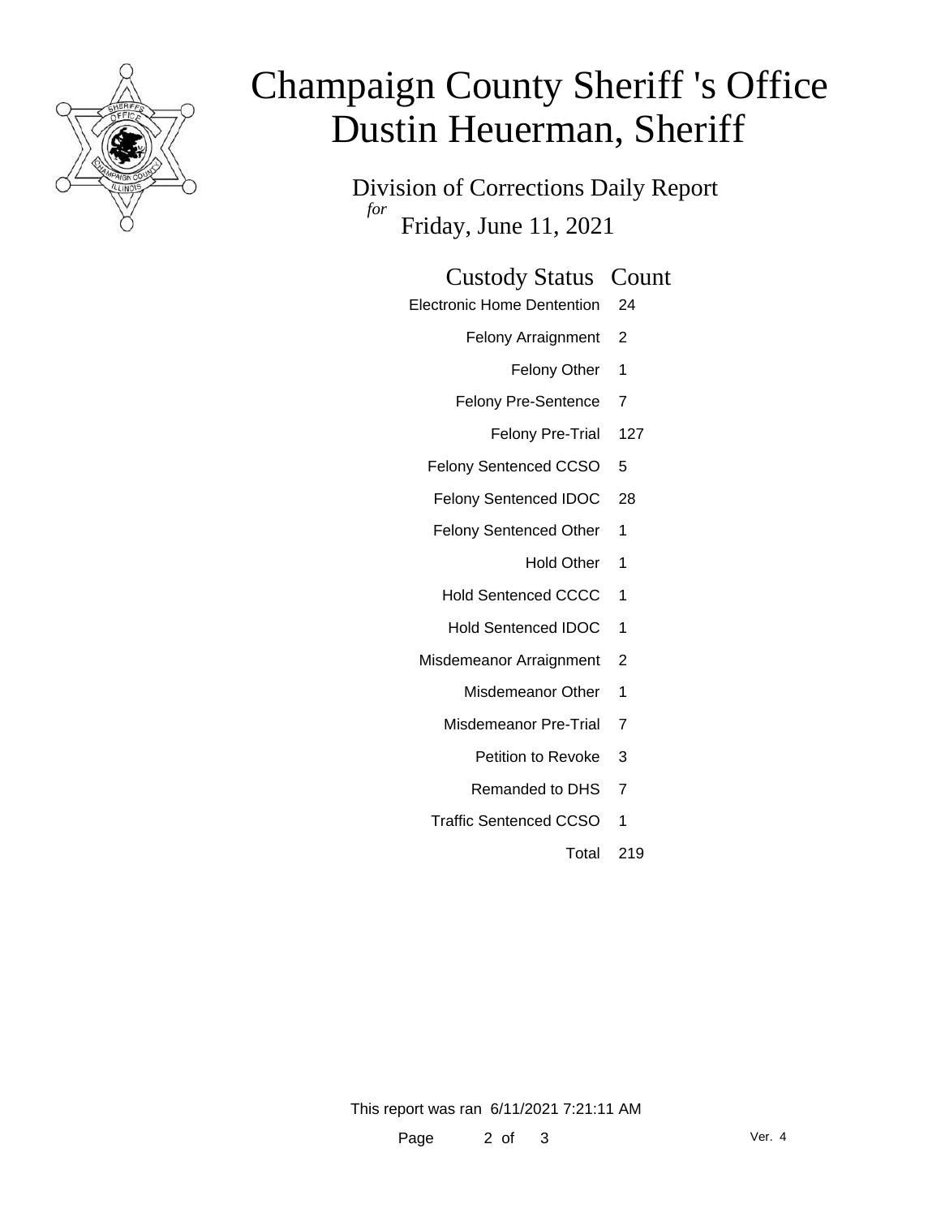# Champaign County Sheriff 's Office
# Dustin Heuerman, Sheriff

## Division of Corrections Daily Report

*for* Friday, June 11, 2021

| Custody Status | Count |
|---|---|
| Electronic Home Dentention | 24 |
| Felony Arraignment | 2 |
| Felony Other | 1 |
| Felony Pre-Sentence | 7 |
| Felony Pre-Trial | 127 |
| Felony Sentenced CCSO | 5 |
| Felony Sentenced IDOC | 28 |
| Felony Sentenced Other | 1 |
| Hold Other | 1 |
| Hold Sentenced CCCC | 1 |
| Hold Sentenced IDOC | 1 |
| Misdemeanor Arraignment | 2 |
| Misdemeanor Other | 1 |
| Misdemeanor Pre-Trial | 7 |
| Petition to Revoke | 3 |
| Remanded to DHS | 7 |
| Traffic Sentenced CCSO | 1 |
| Total | 219 |

This report was ran 6/11/2021 7:21:11 AM

Ver. 4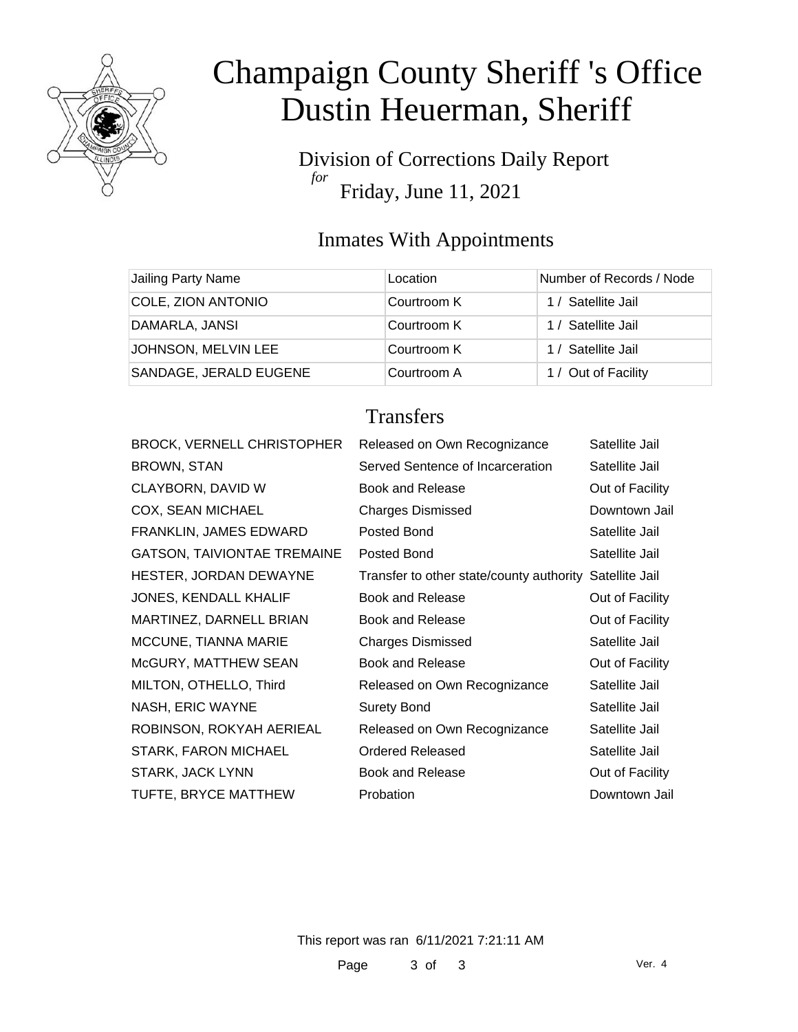# Champaign County Sheriff 's Office
# Dustin Heuerman, Sheriff

Division of Corrections Daily Report
*for*
Friday, June 11, 2021

## Inmates With Appointments

| Jailing Party Name | Location | Number of Records / Node |
|---|---|---|
| COLE, ZION ANTONIO | Courtroom K | 1 / Satellite Jail |
| DAMARLA, JANSI | Courtroom K | 1 / Satellite Jail |
| JOHNSON, MELVIN LEE | Courtroom K | 1 / Satellite Jail |
| SANDAGE, JERALD EUGENE | Courtroom A | 1 / Out of Facility |

## Transfers

| | | |
|---|---|---|
| BROCK, VERNELL CHRISTOPHER | Released on Own Recognizance | Satellite Jail |
| BROWN, STAN | Served Sentence of Incarceration | Satellite Jail |
| CLAYBORN, DAVID W | Book and Release | Out of Facility |
| COX, SEAN MICHAEL | Charges Dismissed | Downtown Jail |
| FRANKLIN, JAMES EDWARD | Posted Bond | Satellite Jail |
| GATSON, TAIVIONTAE TREMAINE | Posted Bond | Satellite Jail |
| HESTER, JORDAN DEWAYNE | Transfer to other state/county authority | Satellite Jail |
| JONES, KENDALL KHALIF | Book and Release | Out of Facility |
| MARTINEZ, DARNELL BRIAN | Book and Release | Out of Facility |
| MCCUNE, TIANNA MARIE | Charges Dismissed | Satellite Jail |
| McGURY, MATTHEW SEAN | Book and Release | Out of Facility |
| MILTON, OTHELLO, Third | Released on Own Recognizance | Satellite Jail |
| NASH, ERIC WAYNE | Surety Bond | Satellite Jail |
| ROBINSON, ROKYAH AERIEAL | Released on Own Recognizance | Satellite Jail |
| STARK, FARON MICHAEL | Ordered Released | Satellite Jail |
| STARK, JACK LYNN | Book and Release | Out of Facility |
| TUFTE, BRYCE MATTHEW | Probation | Downtown Jail |

This report was ran 6/11/2021 7:21:11 AM

Ver. 4